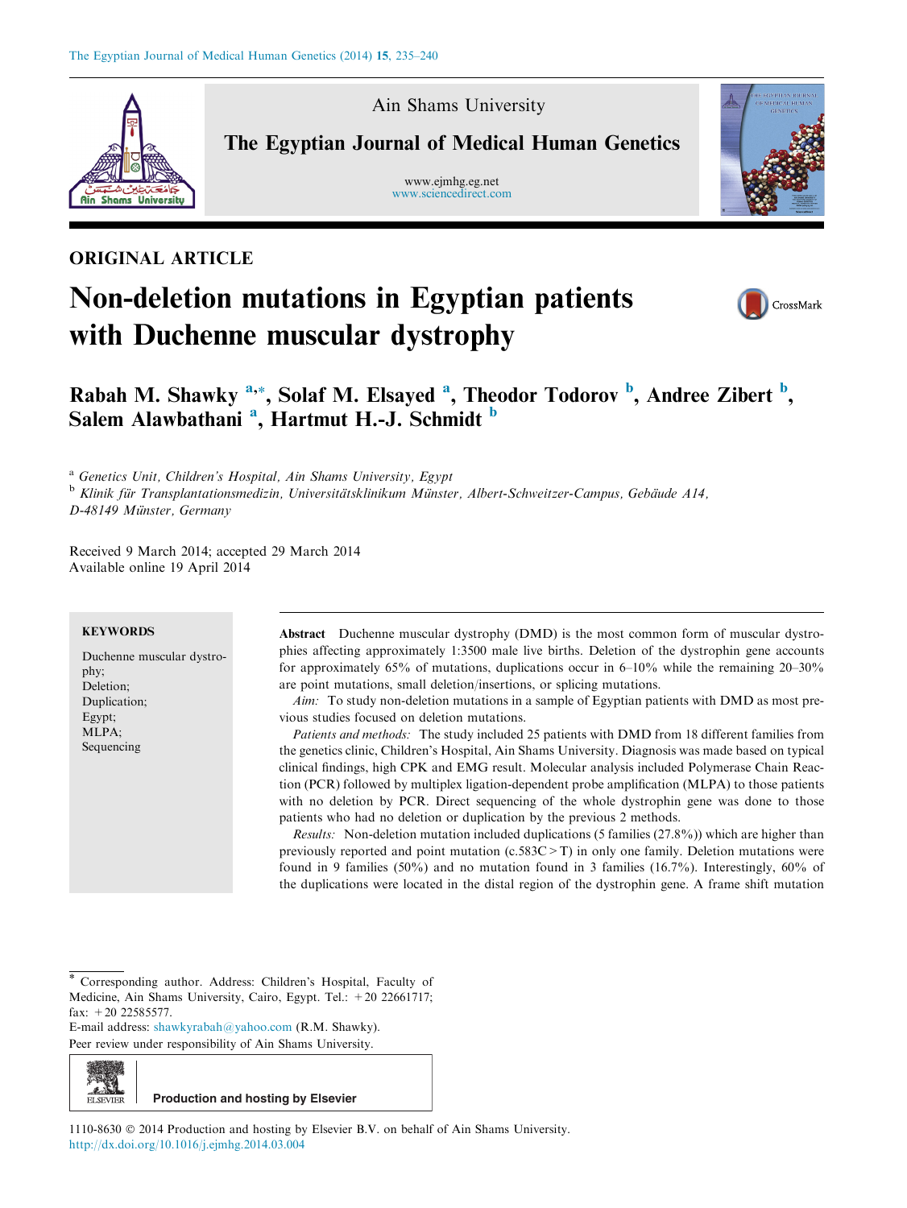Ain Shams University

The Egyptian Journal of Medical Human Genetics

www.ejmhg.eg.net
www.sciencedirect.com

ORIGINAL ARTICLE

# Non-deletion mutations in Egyptian patients with Duchenne muscular dystrophy

**Rabah M. Shawky [a,*], Solaf M. Elsayed [a], Theodor Todorov [b], Andree Zibert [b], Salem Alawbathani [a], Hartmut H.-J. Schmidt [b]**

[a] *Genetics Unit, Children's Hospital, Ain Shams University, Egypt*

[b] *Klinik für Transplantationsmedizin, Universitätsklinikum Münster, Albert-Schweitzer-Campus, Gebäude A14, D-48149 Münster, Germany*

Received 9 March 2014; accepted 29 March 2014
Available online 19 April 2014

**KEYWORDS**

Duchenne muscular dystrophy;
Deletion;
Duplication;
Egypt;
MLPA;
Sequencing

**Abstract** Duchenne muscular dystrophy (DMD) is the most common form of muscular dystrophies affecting approximately 1:3500 male live births. Deletion of the dystrophin gene accounts for approximately 65% of mutations, duplications occur in 6–10% while the remaining 20–30% are point mutations, small deletion/insertions, or splicing mutations.

*Aim:* To study non-deletion mutations in a sample of Egyptian patients with DMD as most previous studies focused on deletion mutations.

*Patients and methods:* The study included 25 patients with DMD from 18 different families from the genetics clinic, Children's Hospital, Ain Shams University. Diagnosis was made based on typical clinical findings, high CPK and EMG result. Molecular analysis included Polymerase Chain Reaction (PCR) followed by multiplex ligation-dependent probe amplification (MLPA) to those patients with no deletion by PCR. Direct sequencing of the whole dystrophin gene was done to those patients who had no deletion or duplication by the previous 2 methods.

*Results:* Non-deletion mutation included duplications (5 families (27.8%)) which are higher than previously reported and point mutation (c.583C > T) in only one family. Deletion mutations were found in 9 families (50%) and no mutation found in 3 families (16.7%). Interestingly, 60% of the duplications were located in the distal region of the dystrophin gene. A frame shift mutation

* Corresponding author. Address: Children's Hospital, Faculty of Medicine, Ain Shams University, Cairo, Egypt. Tel.: +20 22661717; fax: +20 22585577.
E-mail address: shawkyrabah@yahoo.com (R.M. Shawky).
Peer review under responsibility of Ain Shams University.

Production and hosting by Elsevier

1110-8630 © 2014 Production and hosting by Elsevier B.V. on behalf of Ain Shams University.
http://dx.doi.org/10.1016/j.ejmhg.2014.03.004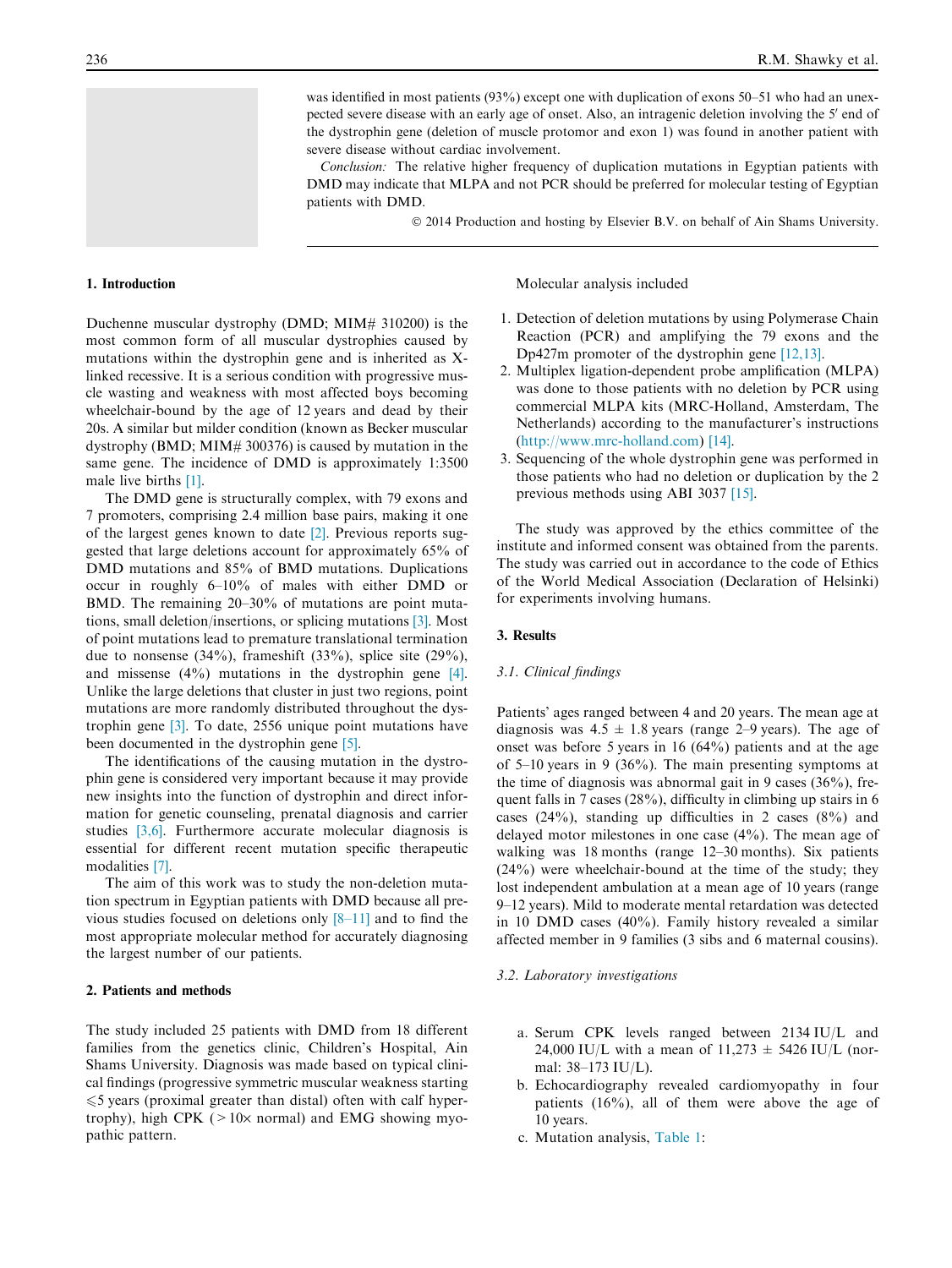was identified in most patients (93%) except one with duplication of exons 50–51 who had an unexpected severe disease with an early age of onset. Also, an intragenic deletion involving the 5′ end of the dystrophin gene (deletion of muscle protomor and exon 1) was found in another patient with severe disease without cardiac involvement.

*Conclusion:* The relative higher frequency of duplication mutations in Egyptian patients with DMD may indicate that MLPA and not PCR should be preferred for molecular testing of Egyptian patients with DMD.

© 2014 Production and hosting by Elsevier B.V. on behalf of Ain Shams University.

## 1. Introduction

Duchenne muscular dystrophy (DMD; MIM# 310200) is the most common form of all muscular dystrophies caused by mutations within the dystrophin gene and is inherited as X-linked recessive. It is a serious condition with progressive muscle wasting and weakness with most affected boys becoming wheelchair-bound by the age of 12 years and dead by their 20s. A similar but milder condition (known as Becker muscular dystrophy (BMD; MIM# 300376) is caused by mutation in the same gene. The incidence of DMD is approximately 1:3500 male live births [1].

The DMD gene is structurally complex, with 79 exons and 7 promoters, comprising 2.4 million base pairs, making it one of the largest genes known to date [2]. Previous reports suggested that large deletions account for approximately 65% of DMD mutations and 85% of BMD mutations. Duplications occur in roughly 6–10% of males with either DMD or BMD. The remaining 20–30% of mutations are point mutations, small deletion/insertions, or splicing mutations [3]. Most of point mutations lead to premature translational termination due to nonsense (34%), frameshift (33%), splice site (29%), and missense (4%) mutations in the dystrophin gene [4]. Unlike the large deletions that cluster in just two regions, point mutations are more randomly distributed throughout the dystrophin gene [3]. To date, 2556 unique point mutations have been documented in the dystrophin gene [5].

The identifications of the causing mutation in the dystrophin gene is considered very important because it may provide new insights into the function of dystrophin and direct information for genetic counseling, prenatal diagnosis and carrier studies [3,6]. Furthermore accurate molecular diagnosis is essential for different recent mutation specific therapeutic modalities [7].

The aim of this work was to study the non-deletion mutation spectrum in Egyptian patients with DMD because all previous studies focused on deletions only [8–11] and to find the most appropriate molecular method for accurately diagnosing the largest number of our patients.

## 2. Patients and methods

The study included 25 patients with DMD from 18 different families from the genetics clinic, Children's Hospital, Ain Shams University. Diagnosis was made based on typical clinical findings (progressive symmetric muscular weakness starting $\leqslant$5 years (proximal greater than distal) often with calf hypertrophy), high CPK (>10× normal) and EMG showing myopathic pattern.

Molecular analysis included

1. Detection of deletion mutations by using Polymerase Chain Reaction (PCR) and amplifying the 79 exons and the Dp427m promoter of the dystrophin gene [12,13].
2. Multiplex ligation-dependent probe amplification (MLPA) was done to those patients with no deletion by PCR using commercial MLPA kits (MRC-Holland, Amsterdam, The Netherlands) according to the manufacturer's instructions (http://www.mrc-holland.com) [14].
3. Sequencing of the whole dystrophin gene was performed in those patients who had no deletion or duplication by the 2 previous methods using ABI 3037 [15].

The study was approved by the ethics committee of the institute and informed consent was obtained from the parents. The study was carried out in accordance to the code of Ethics of the World Medical Association (Declaration of Helsinki) for experiments involving humans.

## 3. Results

### 3.1. Clinical findings

Patients' ages ranged between 4 and 20 years. The mean age at diagnosis was 4.5 ± 1.8 years (range 2–9 years). The age of onset was before 5 years in 16 (64%) patients and at the age of 5–10 years in 9 (36%). The main presenting symptoms at the time of diagnosis was abnormal gait in 9 cases (36%), frequent falls in 7 cases (28%), difficulty in climbing up stairs in 6 cases (24%), standing up difficulties in 2 cases (8%) and delayed motor milestones in one case (4%). The mean age of walking was 18 months (range 12–30 months). Six patients (24%) were wheelchair-bound at the time of the study; they lost independent ambulation at a mean age of 10 years (range 9–12 years). Mild to moderate mental retardation was detected in 10 DMD cases (40%). Family history revealed a similar affected member in 9 families (3 sibs and 6 maternal cousins).

### 3.2. Laboratory investigations

a. Serum CPK levels ranged between 2134 IU/L and 24,000 IU/L with a mean of 11,273 ± 5426 IU/L (normal: 38–173 IU/L).
b. Echocardiography revealed cardiomyopathy in four patients (16%), all of them were above the age of 10 years.
c. Mutation analysis, Table 1: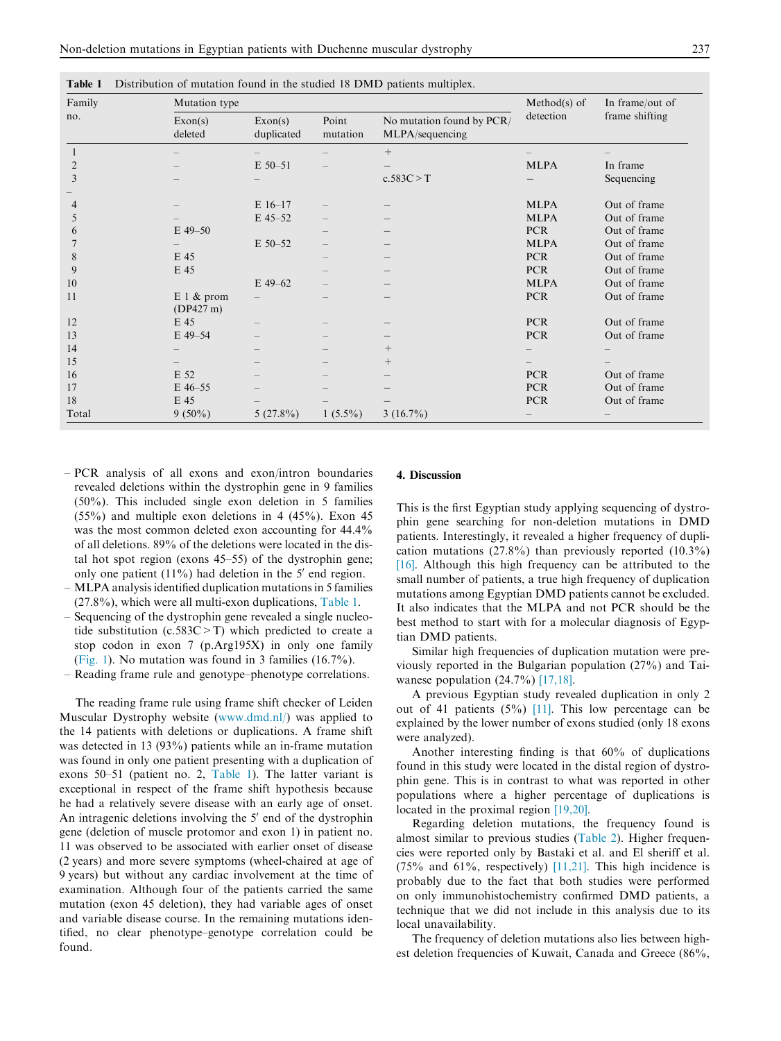**Table 1** Distribution of mutation found in the studied 18 DMD patients multiplex.

| Family no. | Mutation type | | | | Method(s) of detection | In frame/out of frame shifting |
|---|---|---|---|---|---|---|
| | Exon(s) deleted | Exon(s) duplicated | Point mutation | No mutation found by PCR/ MLPA/sequencing | | |
| 1 | – | – | – | + | – | – |
| 2 | – | E 50–51 | – | – | MLPA | In frame |
| 3 | – | – | | c.583C > T | – | Sequencing |
| – | | | | | | |
| 4 | – | E 16–17 | – | – | MLPA | Out of frame |
| 5 | – | E 45–52 | – | – | MLPA | Out of frame |
| 6 | E 49–50 | | – | – | PCR | Out of frame |
| 7 | – | E 50–52 | – | – | MLPA | Out of frame |
| 8 | E 45 | | – | – | PCR | Out of frame |
| 9 | E 45 | | – | – | PCR | Out of frame |
| 10 | | E 49–62 | – | – | MLPA | Out of frame |
| 11 | E 1 & prom (DP427 m) | – | – | – | PCR | Out of frame |
| 12 | E 45 | – | – | – | PCR | Out of frame |
| 13 | E 49–54 | – | – | – | PCR | Out of frame |
| 14 | – | – | – | + | – | – |
| 15 | – | – | – | + | – | – |
| 16 | E 52 | – | – | – | PCR | Out of frame |
| 17 | E 46–55 | – | – | – | PCR | Out of frame |
| 18 | E 45 | – | – | – | PCR | Out of frame |
| Total | 9 (50%) | 5 (27.8%) | 1 (5.5%) | 3 (16.7%) | – | – |

- PCR analysis of all exons and exon/intron boundaries revealed deletions within the dystrophin gene in 9 families (50%). This included single exon deletion in 5 families (55%) and multiple exon deletions in 4 (45%). Exon 45 was the most common deleted exon accounting for 44.4% of all deletions. 89% of the deletions were located in the distal hot spot region (exons 45–55) of the dystrophin gene; only one patient (11%) had deletion in the 5′ end region.
- MLPA analysis identified duplication mutations in 5 families (27.8%), which were all multi-exon duplications, Table 1.
- Sequencing of the dystrophin gene revealed a single nucleotide substitution (c.583C > T) which predicted to create a stop codon in exon 7 (p.Arg195X) in only one family (Fig. 1). No mutation was found in 3 families (16.7%).
- Reading frame rule and genotype–phenotype correlations.

The reading frame rule using frame shift checker of Leiden Muscular Dystrophy website (www.dmd.nl/) was applied to the 14 patients with deletions or duplications. A frame shift was detected in 13 (93%) patients while an in-frame mutation was found in only one patient presenting with a duplication of exons 50–51 (patient no. 2, Table 1). The latter variant is exceptional in respect of the frame shift hypothesis because he had a relatively severe disease with an early age of onset. An intragenic deletions involving the 5′ end of the dystrophin gene (deletion of muscle protomor and exon 1) in patient no. 11 was observed to be associated with earlier onset of disease (2 years) and more severe symptoms (wheel-chaired at age of 9 years) but without any cardiac involvement at the time of examination. Although four of the patients carried the same mutation (exon 45 deletion), they had variable ages of onset and variable disease course. In the remaining mutations identified, no clear phenotype–genotype correlation could be found.

## 4. Discussion

This is the first Egyptian study applying sequencing of dystrophin gene searching for non-deletion mutations in DMD patients. Interestingly, it revealed a higher frequency of duplication mutations (27.8%) than previously reported (10.3%) [16]. Although this high frequency can be attributed to the small number of patients, a true high frequency of duplication mutations among Egyptian DMD patients cannot be excluded. It also indicates that the MLPA and not PCR should be the best method to start with for a molecular diagnosis of Egyptian DMD patients.

Similar high frequencies of duplication mutation were previously reported in the Bulgarian population (27%) and Taiwanese population (24.7%) [17,18].

A previous Egyptian study revealed duplication in only 2 out of 41 patients (5%) [11]. This low percentage can be explained by the lower number of exons studied (only 18 exons were analyzed).

Another interesting finding is that 60% of duplications found in this study were located in the distal region of dystrophin gene. This is in contrast to what was reported in other populations where a higher percentage of duplications is located in the proximal region [19,20].

Regarding deletion mutations, the frequency found is almost similar to previous studies (Table 2). Higher frequencies were reported only by Bastaki et al. and El sheriff et al. (75% and 61%, respectively) [11,21]. This high incidence is probably due to the fact that both studies were performed on only immunohistochemistry confirmed DMD patients, a technique that we did not include in this analysis due to its local unavailability.

The frequency of deletion mutations also lies between highest deletion frequencies of Kuwait, Canada and Greece (86%,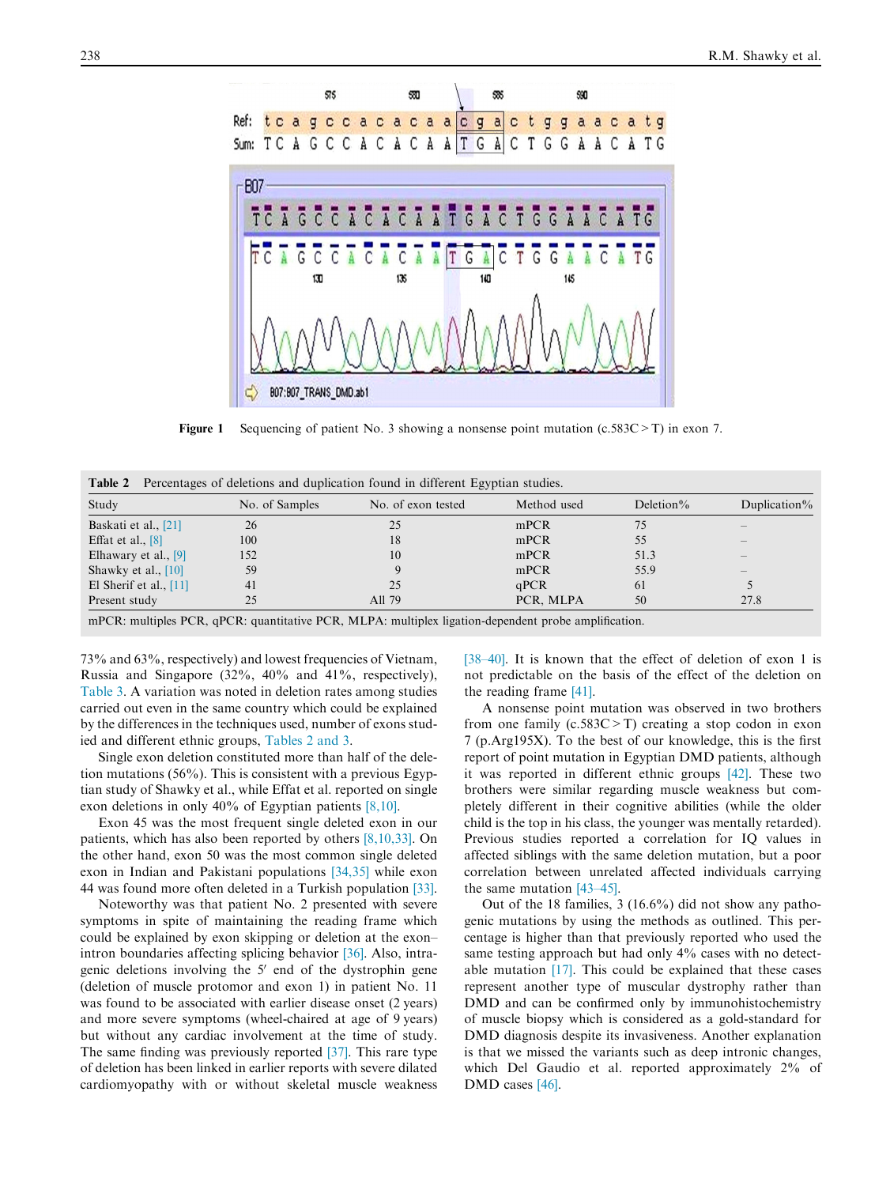Figure 1 Sequencing of patient No. 3 showing a nonsense point mutation (c.583C > T) in exon 7.

**Table 2** Percentages of deletions and duplication found in different Egyptian studies.

| Study | No. of Samples | No. of exon tested | Method used | Deletion% | Duplication% |
|---|---|---|---|---|---|
| Baskati et al., [21] | 26 | 25 | mPCR | 75 | – |
| Effat et al., [8] | 100 | 18 | mPCR | 55 | – |
| Elhawary et al., [9] | 152 | 10 | mPCR | 51.3 | – |
| Shawky et al., [10] | 59 | 9 | mPCR | 55.9 | – |
| El Sherif et al., [11] | 41 | 25 | qPCR | 61 | 5 |
| Present study | 25 | All 79 | PCR, MLPA | 50 | 27.8 |

mPCR: multiples PCR, qPCR: quantitative PCR, MLPA: multiplex ligation-dependent probe amplification.

73% and 63%, respectively) and lowest frequencies of Vietnam, Russia and Singapore (32%, 40% and 41%, respectively), Table 3. A variation was noted in deletion rates among studies carried out even in the same country which could be explained by the differences in the techniques used, number of exons studied and different ethnic groups, Tables 2 and 3.

Single exon deletion constituted more than half of the deletion mutations (56%). This is consistent with a previous Egyptian study of Shawky et al., while Effat et al. reported on single exon deletions in only 40% of Egyptian patients [8,10].

Exon 45 was the most frequent single deleted exon in our patients, which has also been reported by others [8,10,33]. On the other hand, exon 50 was the most common single deleted exon in Indian and Pakistani populations [34,35] while exon 44 was found more often deleted in a Turkish population [33].

Noteworthy was that patient No. 2 presented with severe symptoms in spite of maintaining the reading frame which could be explained by exon skipping or deletion at the exon–intron boundaries affecting splicing behavior [36]. Also, intragenic deletions involving the 5′ end of the dystrophin gene (deletion of muscle protomor and exon 1) in patient No. 11 was found to be associated with earlier disease onset (2 years) and more severe symptoms (wheel-chaired at age of 9 years) but without any cardiac involvement at the time of study. The same finding was previously reported [37]. This rare type of deletion has been linked in earlier reports with severe dilated cardiomyopathy with or without skeletal muscle weakness [38–40]. It is known that the effect of deletion of exon 1 is not predictable on the basis of the effect of the deletion on the reading frame [41].

A nonsense point mutation was observed in two brothers from one family (c.583C > T) creating a stop codon in exon 7 (p.Arg195X). To the best of our knowledge, this is the first report of point mutation in Egyptian DMD patients, although it was reported in different ethnic groups [42]. These two brothers were similar regarding muscle weakness but completely different in their cognitive abilities (while the older child is the top in his class, the younger was mentally retarded). Previous studies reported a correlation for IQ values in affected siblings with the same deletion mutation, but a poor correlation between unrelated affected individuals carrying the same mutation [43–45].

Out of the 18 families, 3 (16.6%) did not show any pathogenic mutations by using the methods as outlined. This percentage is higher than that previously reported who used the same testing approach but had only 4% cases with no detectable mutation [17]. This could be explained that these cases represent another type of muscular dystrophy rather than DMD and can be confirmed only by immunohistochemistry of muscle biopsy which is considered as a gold-standard for DMD diagnosis despite its invasiveness. Another explanation is that we missed the variants such as deep intronic changes, which Del Gaudio et al. reported approximately 2% of DMD cases [46].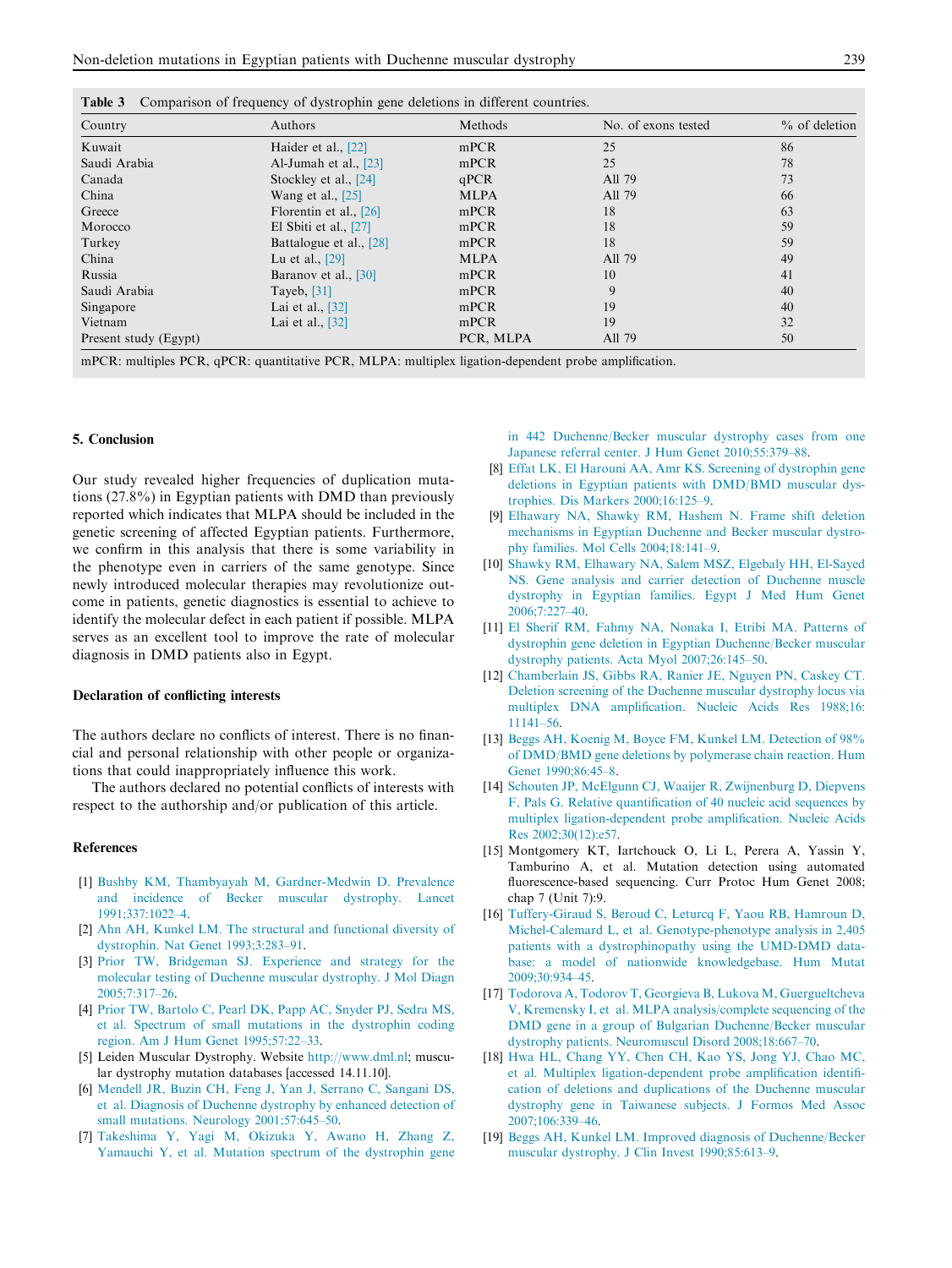**Table 3** Comparison of frequency of dystrophin gene deletions in different countries.

| Country | Authors | Methods | No. of exons tested | % of deletion |
|---|---|---|---|---|
| Kuwait | Haider et al., [22] | mPCR | 25 | 86 |
| Saudi Arabia | Al-Jumah et al., [23] | mPCR | 25 | 78 |
| Canada | Stockley et al., [24] | qPCR | All 79 | 73 |
| China | Wang et al., [25] | MLPA | All 79 | 66 |
| Greece | Florentin et al., [26] | mPCR | 18 | 63 |
| Morocco | El Sbiti et al., [27] | mPCR | 18 | 59 |
| Turkey | Battalogue et al., [28] | mPCR | 18 | 59 |
| China | Lu et al., [29] | MLPA | All 79 | 49 |
| Russia | Baranov et al., [30] | mPCR | 10 | 41 |
| Saudi Arabia | Tayeb, [31] | mPCR | 9 | 40 |
| Singapore | Lai et al., [32] | mPCR | 19 | 40 |
| Vietnam | Lai et al., [32] | mPCR | 19 | 32 |
| Present study (Egypt) | | PCR, MLPA | All 79 | 50 |

mPCR: multiples PCR, qPCR: quantitative PCR, MLPA: multiplex ligation-dependent probe amplification.

## 5. Conclusion

Our study revealed higher frequencies of duplication mutations (27.8%) in Egyptian patients with DMD than previously reported which indicates that MLPA should be included in the genetic screening of affected Egyptian patients. Furthermore, we confirm in this analysis that there is some variability in the phenotype even in carriers of the same genotype. Since newly introduced molecular therapies may revolutionize outcome in patients, genetic diagnostics is essential to achieve to identify the molecular defect in each patient if possible. MLPA serves as an excellent tool to improve the rate of molecular diagnosis in DMD patients also in Egypt.

## Declaration of conflicting interests

The authors declare no conflicts of interest. There is no financial and personal relationship with other people or organizations that could inappropriately influence this work.

The authors declared no potential conflicts of interest with respect to the authorship and/or publication of this article.

## References

[1] Bushby KM, Thambyayah M, Gardner-Medwin D. Prevalence and incidence of Becker muscular dystrophy. Lancet 1991;337:1022–4.

[2] Ahn AH, Kunkel LM. The structural and functional diversity of dystrophin. Nat Genet 1993;3:283–91.

[3] Prior TW, Bridgeman SJ. Experience and strategy for the molecular testing of Duchenne muscular dystrophy. J Mol Diagn 2005;7:317–26.

[4] Prior TW, Bartolo C, Pearl DK, Papp AC, Snyder PJ, Sedra MS, et al. Spectrum of small mutations in the dystrophin coding region. Am J Hum Genet 1995;57:22–33.

[5] Leiden Muscular Dystrophy. Website http://www.dml.nl; muscular dystrophy mutation databases [accessed 14.11.10].

[6] Mendell JR, Buzin CH, Feng J, Yan J, Serrano C, Sangani DS, et al. Diagnosis of Duchenne dystrophy by enhanced detection of small mutations. Neurology 2001;57:645–50.

[7] Takeshima Y, Yagi M, Okizuka Y, Awano H, Zhang Z, Yamauchi Y, et al. Mutation spectrum of the dystrophin gene in 442 Duchenne/Becker muscular dystrophy cases from one Japanese referral center. J Hum Genet 2010;55:379–88.

[8] Effat LK, El Harouni AA, Amr KS. Screening of dystrophin gene deletions in Egyptian patients with DMD/BMD muscular dystrophies. Dis Markers 2000;16:125–9.

[9] Elhawary NA, Shawky RM, Hashem N. Frame shift deletion mechanisms in Egyptian Duchenne and Becker muscular dystrophy families. Mol Cells 2004;18:141–9.

[10] Shawky RM, Elhawary NA, Salem MSZ, Elgebaly HH, El-Sayed NS. Gene analysis and carrier detection of Duchenne muscle dystrophy in Egyptian families. Egypt J Med Hum Genet 2006;7:227–40.

[11] El Sherif RM, Fahmy NA, Nonaka I, Etribi MA. Patterns of dystrophin gene deletion in Egyptian Duchenne/Becker muscular dystrophy patients. Acta Myol 2007;26:145–50.

[12] Chamberlain JS, Gibbs RA, Ranier JE, Nguyen PN, Caskey CT. Deletion screening of the Duchenne muscular dystrophy locus via multiplex DNA amplification. Nucleic Acids Res 1988;16:11141–56.

[13] Beggs AH, Koenig M, Boyce FM, Kunkel LM. Detection of 98% of DMD/BMD gene deletions by polymerase chain reaction. Hum Genet 1990;86:45–8.

[14] Schouten JP, McElgunn CJ, Waaijer R, Zwijnenburg D, Diepvens F, Pals G. Relative quantification of 40 nucleic acid sequences by multiplex ligation-dependent probe amplification. Nucleic Acids Res 2002;30(12):e57.

[15] Montgomery KT, Iartchouck O, Li L, Perera A, Yassin Y, Tamburino A, et al. Mutation detection using automated fluorescence-based sequencing. Curr Protoc Hum Genet 2008; chap 7 (Unit 7):9.

[16] Tuffery-Giraud S, Beroud C, Leturcq F, Yaou RB, Hamroun D, Michel-Calemard L, et al. Genotype-phenotype analysis in 2,405 patients with a dystrophinopathy using the UMD-DMD database: a model of nationwide knowledgebase. Hum Mutat 2009;30:934–45.

[17] Todorova A, Todorov T, Georgieva B, Lukova M, Guergueltcheva V, Kremensky I, et al. MLPA analysis/complete sequencing of the DMD gene in a group of Bulgarian Duchenne/Becker muscular dystrophy patients. Neuromuscul Disord 2008;18:667–70.

[18] Hwa HL, Chang YY, Chen CH, Kao YS, Jong YJ, Chao MC, et al. Multiplex ligation-dependent probe amplification identification of deletions and duplications of the Duchenne muscular dystrophy gene in Taiwanese subjects. J Formos Med Assoc 2007;106:339–46.

[19] Beggs AH, Kunkel LM. Improved diagnosis of Duchenne/Becker muscular dystrophy. J Clin Invest 1990;85:613–9.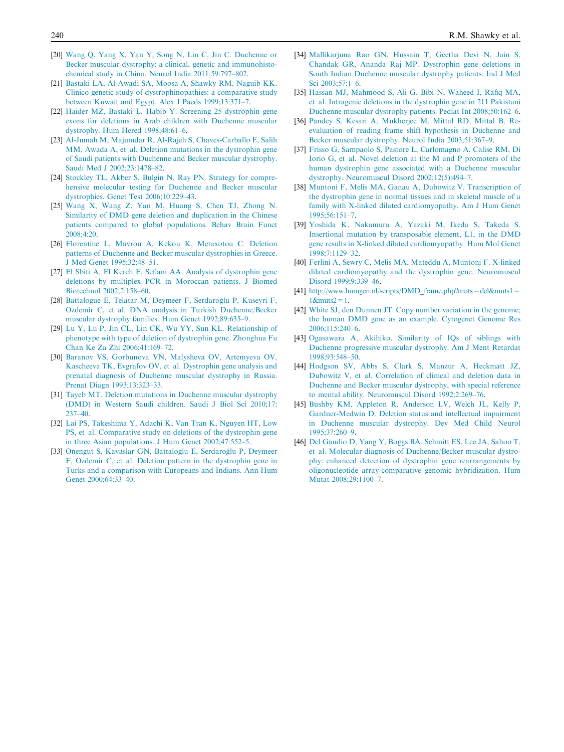[20] Wang Q, Yang X, Yan Y, Song N, Lin C, Jin C. Duchenne or Becker muscular dystrophy: a clinical, genetic and immunohistochemical study in China. Neurol India 2011;59:797–802.

[21] Bastaki LA, Al-Awadi SA, Moosa A, Shawky RM, Naguib KK. Clinico-genetic study of dystrophinopathies: a comparative study between Kuwait and Egypt. Alex J Paeds 1999;13:371–7.

[22] Haider MZ, Bastaki L, Habib Y. Screening 25 dystrophin gene exons for deletions in Arab children with Duchenne muscular dystrophy. Hum Hered 1998;48:61–6.

[23] Al-Jumah M, Majumdar R, Al-Rajeh S, Chaves-Carballo E, Salih MM, Awada A, et al. Deletion mutations in the dystrophin gene of Saudi patients with Duchenne and Becker muscular dystrophy. Saudi Med J 2002;23:1478–82.

[24] Stockley TL, Akber S, Bulgin N, Ray PN. Strategy for comprehensive molecular testing for Duchenne and Becker muscular dystrophies. Genet Test 2006;10:229–43.

[25] Wang X, Wang Z, Yan M, Huang S, Chen TJ, Zhong N. Similarity of DMD gene deletion and duplication in the Chinese patients compared to global populations. Behav Brain Funct 2008;4:20.

[26] Florentine L, Mavrou A, Kekou K, Metaxotou C. Deletion patterns of Duchenne and Becker muscular dystrophies in Greece. J Med Genet 1995;32:48–51.

[27] El Sbiti A, El Kerch F, Sefiani AA. Analysis of dystrophin gene deletions by multiplex PCR in Moroccan patients. J Biomed Biotechnol 2002;2:158–60.

[28] Battalogue E, Telatar M, Deymeer F, Serdaroğlu P, Kuseyri F, Ozdemir C, et al. DNA analysis in Turkish Duchenne/Becker muscular dystrophy families. Hum Genet 1992;89:635–9.

[29] Lu Y, Lu P, Jin CL, Lin CK, Wu YY, Sun KL. Relationship of phenotype with type of deletion of dystrophin gene. Zhonghua Fu Chan Ke Za Zhi 2006;41:169–72.

[30] Baranov VS, Gorbunova VN, Malysheva OV, Artemyeva OV, Kascheeva TK, Evgrafov OV, et al. Dystrophin gene analysis and prenatal diagnosis of Duchenne muscular dystrophy in Russia. Prenat Diagn 1993;13:323–33.

[31] Tayeb MT. Deletion mutations in Duchenne muscular dystrophy (DMD) in Western Saudi children. Saudi J Biol Sci 2010;17:237–40.

[32] Lai PS, Takeshima Y, Adachi K, Van Tran K, Nguyen HT, Low PS, et al. Comparative study on deletions of the dystrophin gene in three Asian populations. J Hum Genet 2002;47:552–5.

[33] Onengut S, Kavaslar GN, Battaloglu E, Serdaroğlu P, Deymeer F, Ozdemir C, et al. Deletion pattern in the dystrophin gene in Turks and a comparison with Europeans and Indians. Ann Hum Genet 2000;64:33–40.

[34] Mallikarjuna Rao GN, Hussain T, Geetha Devi N, Jain S, Chandak GR, Ananda Raj MP. Dystrophin gene deletions in South Indian Duchenne muscular dystrophy patients. Ind J Med Sci 2003;57:1–6.

[35] Hassan MJ, Mahmood S, Ali G, Bibi N, Waheed I, Rafiq MA, et al. Intragenic deletions in the dystrophin gene in 211 Pakistani Duchenne muscular dystrophy patients. Pediat Int 2008;50:162–6.

[36] Pandey S, Kesari A, Mukherjee M, Mittal RD, Mittal B. Re-evaluation of reading frame shift hypothesis in Duchenne and Becker muscular dystrophy. Neurol India 2003;51:367–9.

[37] Frisso G, Sampaolo S, Pastore L, Carlomagno A, Calise RM, Di Iorio G, et al. Novel deletion at the M and P promoters of the human dystrophin gene associated with a Duchenne muscular dystrophy. Neuromuscul Disord 2002;12(5):494–7.

[38] Muntoni F, Melis MA, Ganau A, Dubowitz V. Transcription of the dystrophin gene in normal tissues and in skeletal muscle of a family with X-linked dilated cardiomyopathy. Am J Hum Genet 1995;56:151–7.

[39] Yoshida K, Nakamura A, Yazaki M, Ikeda S, Takeda S. Insertional mutation by transposable element, L1, in the DMD gene results in X-linked dilated cardiomyopathy. Hum Mol Genet 1998;7:1129–32.

[40] Ferlini A, Sewry C, Melis MA, Mateddu A, Muntoni F. X-linked dilated cardiomyopathy and the dystrophin gene. Neuromuscul Disord 1999;9:339–46.

[41] http://www.humgen.nl/scripts/DMD_frame.php?muts=del&muts1=1&muts2=1.

[42] White SJ, den Dunnen JT. Copy number variation in the genome; the human DMD gene as an example. Cytogenet Genome Res 2006;115:240–6.

[43] Ogasawara A, Akihiko. Similarity of IQs of siblings with Duchenne progressive muscular dystrophy. Am J Ment Retardat 1998;93:548–50.

[44] Hodgson SV, Abbs S, Clark S, Manzur A, Heckmatt JZ, Dubowitz V, et al. Correlation of clinical and deletion data in Duchenne and Becker muscular dystrophy, with special reference to mental ability. Neuromuscul Disord 1992;2:269–76.

[45] Bushby KM, Appleton R, Anderson LV, Welch JL, Kelly P, Gardner-Medwin D. Deletion status and intellectual impairment in Duchenne muscular dystrophy. Dev Med Child Neurol 1995;37:260–9.

[46] Del Gaudio D, Yang Y, Boggs BA, Schmitt ES, Lee JA, Sahoo T, et al. Molecular diagnosis of Duchenne/Becker muscular dystrophy: enhanced detection of dystrophin gene rearrangements by oligonucleotide array-comparative genomic hybridization. Hum Mutat 2008;29:1100–7.